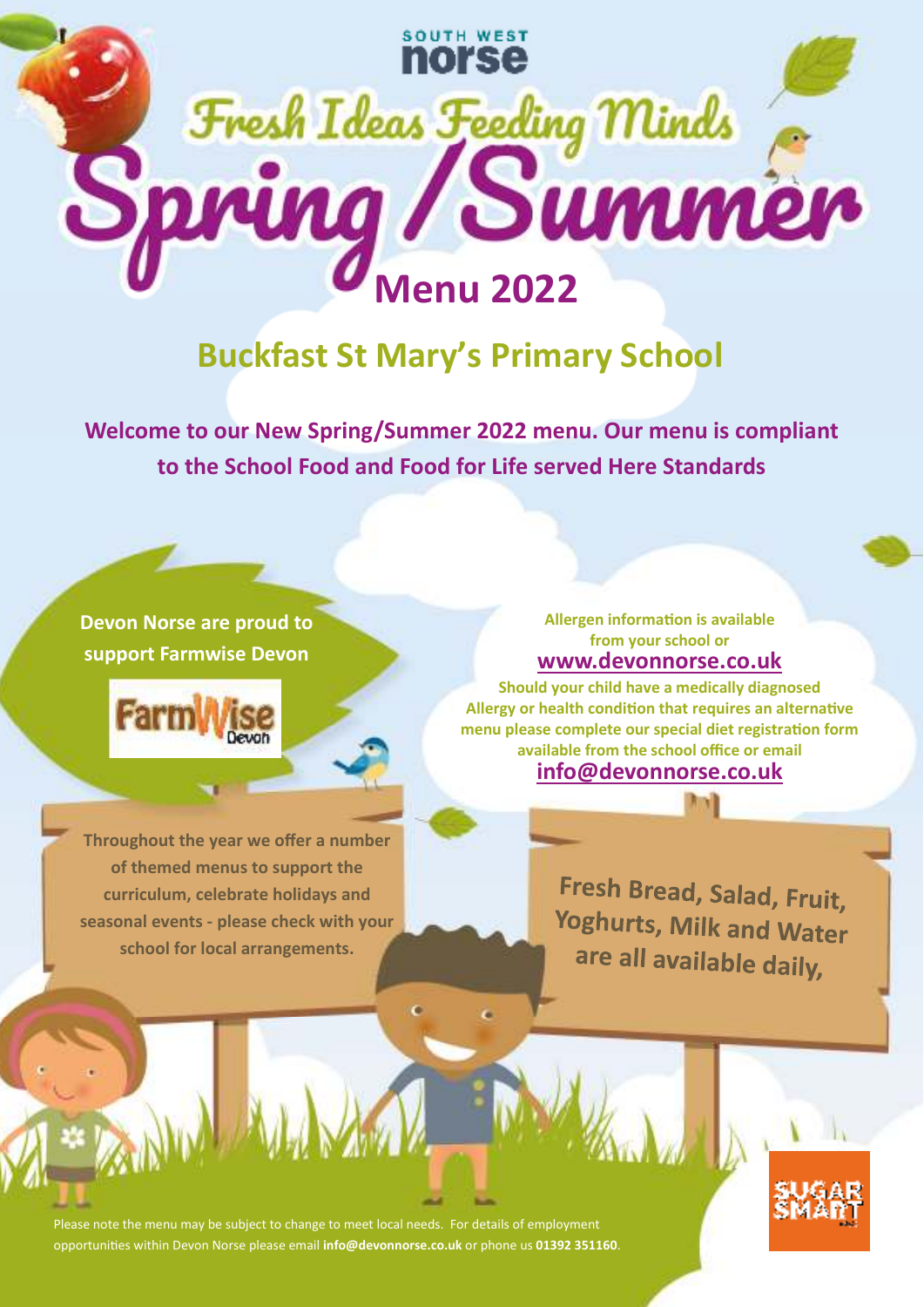SOUTH WEST
norse

# Fresh Ideas Feeding Minds

# Spring/Summer Menu 2022

## Buckfast St Mary's Primary School

**Welcome to our New Spring/Summer 2022 menu. Our menu is compliant to the School Food and Food for Life served Here Standards**

**Devon Norse are proud to support Farmwise Devon**

FarmWise Devon

**Allergen information is available from your school or [www.devonnorse.co.uk](http://www.devonnorse.co.uk)**

**Should your child have a medically diagnosed Allergy or health condition that requires an alternative menu please complete our special diet registration form available from the school office or email [info@devonnorse.co.uk](mailto:info@devonnorse.co.uk)**

**Throughout the year we offer a number of themed menus to support the curriculum, celebrate holidays and seasonal events - please check with your school for local arrangements.**

**Fresh Bread, Salad, Fruit, Yoghurts, Milk and Water are all available daily,**

Please note the menu may be subject to change to meet local needs. For details of employment opportunities within Devon Norse please email **info@devonnorse.co.uk** or phone us **01392 351160**.

SUGAR SMART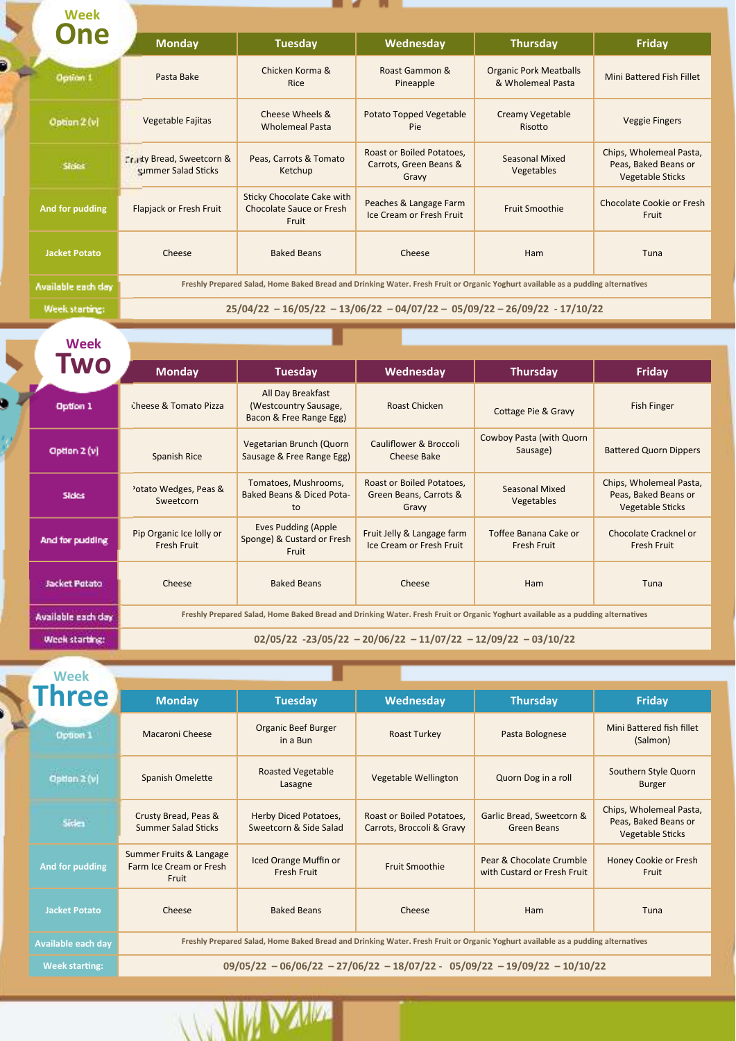## Week One

| | Monday | Tuesday | Wednesday | Thursday | Friday |
|---|---|---|---|---|---|
| Option 1 | Pasta Bake | Chicken Korma & Rice | Roast Gammon & Pineapple | Organic Pork Meatballs & Wholemeal Pasta | Mini Battered Fish Fillet |
| Option 2 (v) | Vegetable Fajitas | Cheese Wheels & Wholemeal Pasta | Potato Topped Vegetable Pie | Creamy Vegetable Risotto | Veggie Fingers |
| Sides | Crusty Bread, Sweetcorn & Summer Salad Sticks | Peas, Carrots & Tomato Ketchup | Roast or Boiled Potatoes, Carrots, Green Beans & Gravy | Seasonal Mixed Vegetables | Chips, Wholemeal Pasta, Peas, Baked Beans or Vegetable Sticks |
| And for pudding | Flapjack or Fresh Fruit | Sticky Chocolate Cake with Chocolate Sauce or Fresh Fruit | Peaches & Langage Farm Ice Cream or Fresh Fruit | Fruit Smoothie | Chocolate Cookie or Fresh Fruit |
| Jacket Potato | Cheese | Baked Beans | Cheese | Ham | Tuna |
| Available each day | Freshly Prepared Salad, Home Baked Bread and Drinking Water. Fresh Fruit or Organic Yoghurt available as a pudding alternatives | | | | |
| Week starting: | 25/04/22 – 16/05/22 – 13/06/22 – 04/07/22 – 05/09/22 – 26/09/22 - 17/10/22 | | | | |

## Week Two

| | Monday | Tuesday | Wednesday | Thursday | Friday |
|---|---|---|---|---|---|
| Option 1 | Cheese & Tomato Pizza | All Day Breakfast (Westcountry Sausage, Bacon & Free Range Egg) | Roast Chicken | Cottage Pie & Gravy | Fish Finger |
| Option 2 (v) | Spanish Rice | Vegetarian Brunch (Quorn Sausage & Free Range Egg) | Cauliflower & Broccoli Cheese Bake | Cowboy Pasta (with Quorn Sausage) | Battered Quorn Dippers |
| Sides | Potato Wedges, Peas & Sweetcorn | Tomatoes, Mushrooms, Baked Beans & Diced Potato | Roast or Boiled Potatoes, Green Beans, Carrots & Gravy | Seasonal Mixed Vegetables | Chips, Wholemeal Pasta, Peas, Baked Beans or Vegetable Sticks |
| And for pudding | Pip Organic Ice lolly or Fresh Fruit | Eves Pudding (Apple Sponge) & Custard or Fresh Fruit | Fruit Jelly & Langage farm Ice Cream or Fresh Fruit | Toffee Banana Cake or Fresh Fruit | Chocolate Cracknel or Fresh Fruit |
| Jacket Potato | Cheese | Baked Beans | Cheese | Ham | Tuna |
| Available each day | Freshly Prepared Salad, Home Baked Bread and Drinking Water. Fresh Fruit or Organic Yoghurt available as a pudding alternatives | | | | |
| Week starting: | 02/05/22 -23/05/22 – 20/06/22 – 11/07/22 – 12/09/22 – 03/10/22 | | | | |

## Week Three

| | Monday | Tuesday | Wednesday | Thursday | Friday |
|---|---|---|---|---|---|
| Option 1 | Macaroni Cheese | Organic Beef Burger in a Bun | Roast Turkey | Pasta Bolognese | Mini Battered fish fillet (Salmon) |
| Option 2 (v) | Spanish Omelette | Roasted Vegetable Lasagne | Vegetable Wellington | Quorn Dog in a roll | Southern Style Quorn Burger |
| Sides | Crusty Bread, Peas & Summer Salad Sticks | Herby Diced Potatoes, Sweetcorn & Side Salad | Roast or Boiled Potatoes, Carrots, Broccoli & Gravy | Garlic Bread, Sweetcorn & Green Beans | Chips, Wholemeal Pasta, Peas, Baked Beans or Vegetable Sticks |
| And for pudding | Summer Fruits & Langage Farm Ice Cream or Fresh Fruit | Iced Orange Muffin or Fresh Fruit | Fruit Smoothie | Pear & Chocolate Crumble with Custard or Fresh Fruit | Honey Cookie or Fresh Fruit |
| Jacket Potato | Cheese | Baked Beans | Cheese | Ham | Tuna |
| Available each day | Freshly Prepared Salad, Home Baked Bread and Drinking Water. Fresh Fruit or Organic Yoghurt available as a pudding alternatives | | | | |
| Week starting: | 09/05/22 – 06/06/22 – 27/06/22 – 18/07/22 - 05/09/22 – 19/09/22 – 10/10/22 | | | | |